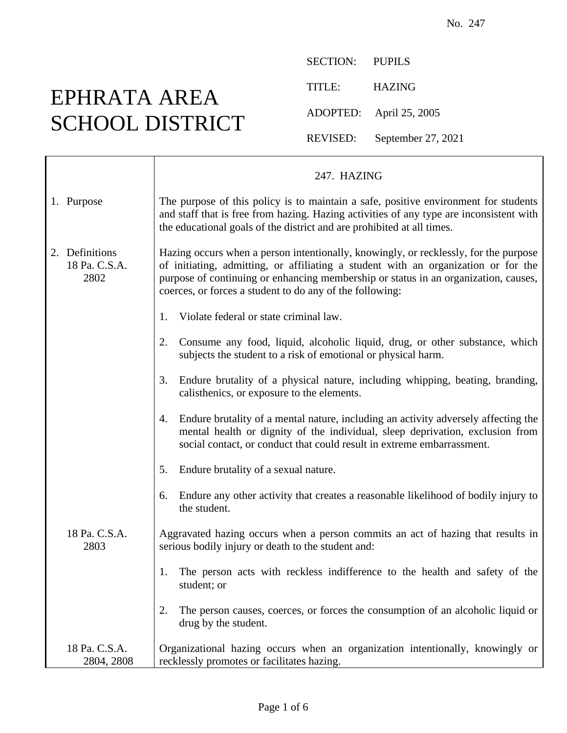No. 247

# EPHRATA AREA SCHOOL DISTRICT

SECTION: PUPILS

TITLE: HAZING

ADOPTED: April 25, 2005

REVISED: September 27, 2021

## 247. HAZING

**1. Purpose**

The purpose of this policy is to maintain a safe, positive environment for students and staff that is free from hazing. Hazing activities of any type are inconsistent with the educational goals of the district and are prohibited at all times.

**2. Definitions**

18 Pa. C.S.A. 2802

Hazing occurs when a person intentionally, knowingly, or recklessly, for the purpose of initiating, admitting, or affiliating a student with an organization or for the purpose of continuing or enhancing membership or status in an organization, causes, coerces, or forces a student to do any of the following:

1. Violate federal or state criminal law.
2. Consume any food, liquid, alcoholic liquid, drug, or other substance, which subjects the student to a risk of emotional or physical harm.
3. Endure brutality of a physical nature, including whipping, beating, branding, calisthenics, or exposure to the elements.
4. Endure brutality of a mental nature, including an activity adversely affecting the mental health or dignity of the individual, sleep deprivation, exclusion from social contact, or conduct that could result in extreme embarrassment.
5. Endure brutality of a sexual nature.
6. Endure any other activity that creates a reasonable likelihood of bodily injury to the student.

18 Pa. C.S.A. 2803

Aggravated hazing occurs when a person commits an act of hazing that results in serious bodily injury or death to the student and:

1. The person acts with reckless indifference to the health and safety of the student; or
2. The person causes, coerces, or forces the consumption of an alcoholic liquid or drug by the student.

18 Pa. C.S.A. 2804, 2808

Organizational hazing occurs when an organization intentionally, knowingly or recklessly promotes or facilitates hazing.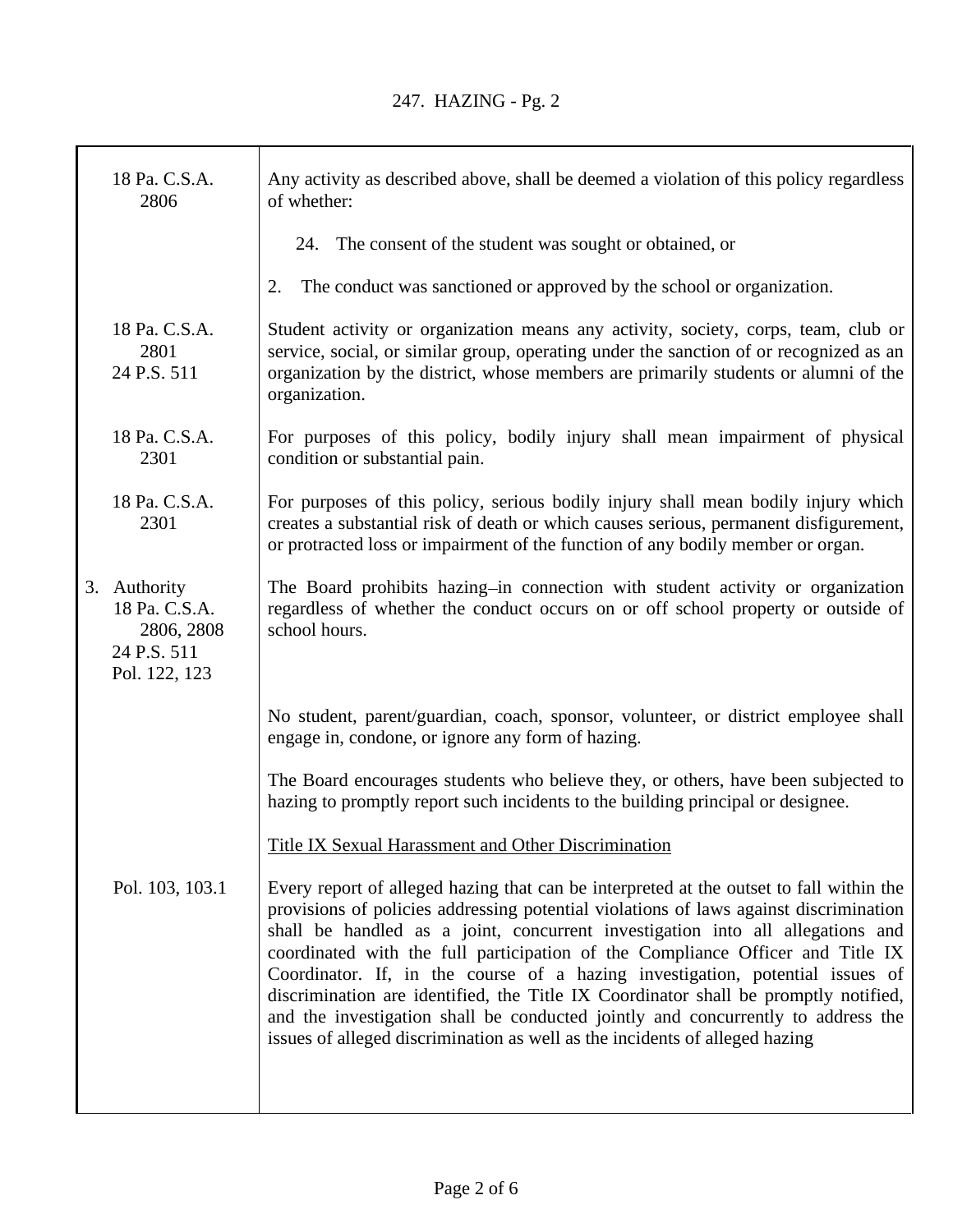| | |
|---|---|
| 18 Pa. C.S.A. 2806 | Any activity as described above, shall be deemed a violation of this policy regardless of whether:<br><br>24. The consent of the student was sought or obtained, or<br><br>2. The conduct was sanctioned or approved by the school or organization. |
| 18 Pa. C.S.A. 2801<br>24 P.S. 511 | Student activity or organization means any activity, society, corps, team, club or service, social, or similar group, operating under the sanction of or recognized as an organization by the district, whose members are primarily students or alumni of the organization. |
| 18 Pa. C.S.A. 2301 | For purposes of this policy, bodily injury shall mean impairment of physical condition or substantial pain. |
| 18 Pa. C.S.A. 2301 | For purposes of this policy, serious bodily injury shall mean bodily injury which creates a substantial risk of death or which causes serious, permanent disfigurement, or protracted loss or impairment of the function of any bodily member or organ. |
| 3. Authority<br>18 Pa. C.S.A. 2806, 2808<br>24 P.S. 511<br>Pol. 122, 123 | The Board prohibits hazing–in connection with student activity or organization regardless of whether the conduct occurs on or off school property or outside of school hours. |
| | No student, parent/guardian, coach, sponsor, volunteer, or district employee shall engage in, condone, or ignore any form of hazing.<br><br>The Board encourages students who believe they, or others, have been subjected to hazing to promptly report such incidents to the building principal or designee.<br><br><u>Title IX Sexual Harassment and Other Discrimination</u> |
| Pol. 103, 103.1 | Every report of alleged hazing that can be interpreted at the outset to fall within the provisions of policies addressing potential violations of laws against discrimination shall be handled as a joint, concurrent investigation into all allegations and coordinated with the full participation of the Compliance Officer and Title IX Coordinator. If, in the course of a hazing investigation, potential issues of discrimination are identified, the Title IX Coordinator shall be promptly notified, and the investigation shall be conducted jointly and concurrently to address the issues of alleged discrimination as well as the incidents of alleged hazing |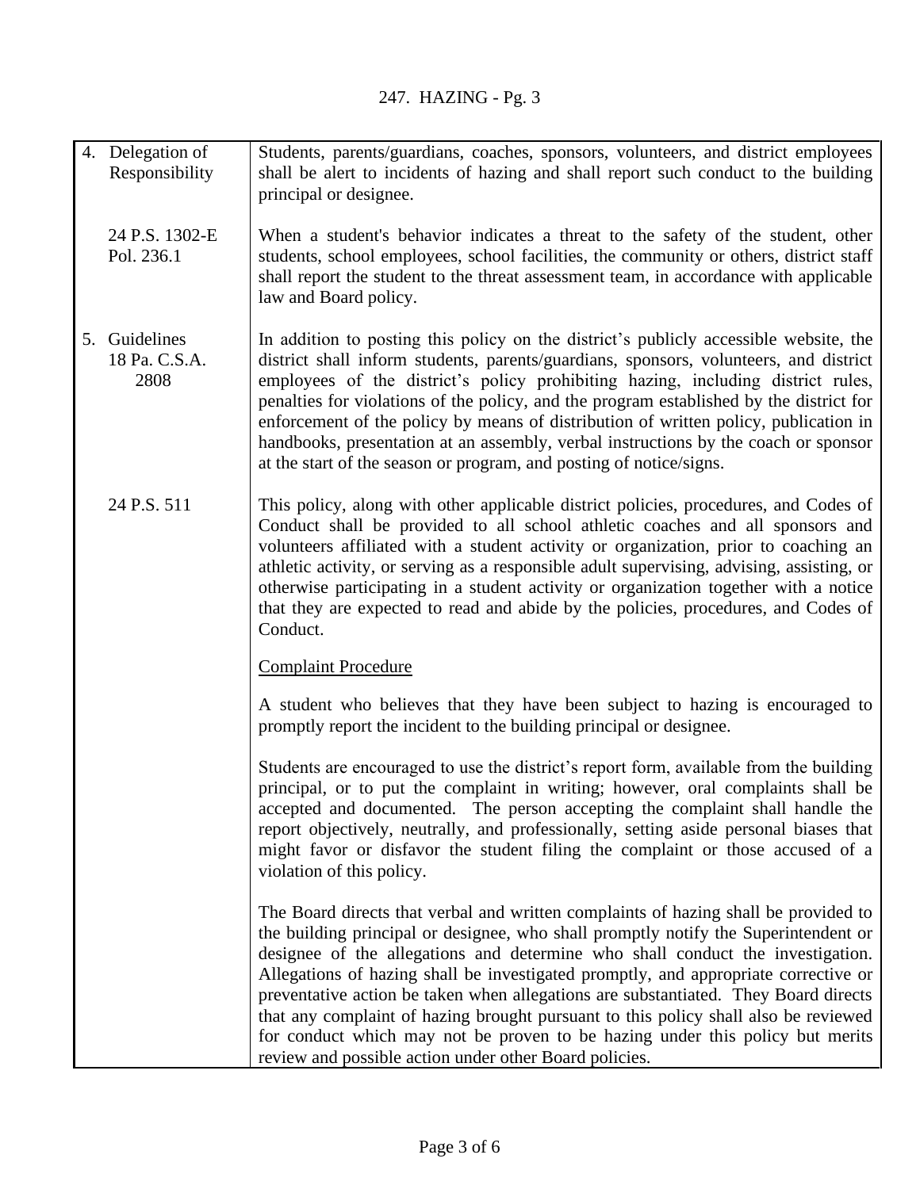| | |
|---|---|
| 4. Delegation of Responsibility | Students, parents/guardians, coaches, sponsors, volunteers, and district employees shall be alert to incidents of hazing and shall report such conduct to the building principal or designee. |
| 24 P.S. 1302-E<br>Pol. 236.1 | When a student's behavior indicates a threat to the safety of the student, other students, school employees, school facilities, the community or others, district staff shall report the student to the threat assessment team, in accordance with applicable law and Board policy. |
| 5. Guidelines<br>18 Pa. C.S.A. 2808 | In addition to posting this policy on the district's publicly accessible website, the district shall inform students, parents/guardians, sponsors, volunteers, and district employees of the district's policy prohibiting hazing, including district rules, penalties for violations of the policy, and the program established by the district for enforcement of the policy by means of distribution of written policy, publication in handbooks, presentation at an assembly, verbal instructions by the coach or sponsor at the start of the season or program, and posting of notice/signs. |
| 24 P.S. 511 | This policy, along with other applicable district policies, procedures, and Codes of Conduct shall be provided to all school athletic coaches and all sponsors and volunteers affiliated with a student activity or organization, prior to coaching an athletic activity, or serving as a responsible adult supervising, advising, assisting, or otherwise participating in a student activity or organization together with a notice that they are expected to read and abide by the policies, procedures, and Codes of Conduct. |
| | <u>Complaint Procedure</u> |
| | A student who believes that they have been subject to hazing is encouraged to promptly report the incident to the building principal or designee. |
| | Students are encouraged to use the district's report form, available from the building principal, or to put the complaint in writing; however, oral complaints shall be accepted and documented. The person accepting the complaint shall handle the report objectively, neutrally, and professionally, setting aside personal biases that might favor or disfavor the student filing the complaint or those accused of a violation of this policy. |
| | The Board directs that verbal and written complaints of hazing shall be provided to the building principal or designee, who shall promptly notify the Superintendent or designee of the allegations and determine who shall conduct the investigation. Allegations of hazing shall be investigated promptly, and appropriate corrective or preventative action be taken when allegations are substantiated. They Board directs that any complaint of hazing brought pursuant to this policy shall also be reviewed for conduct which may not be proven to be hazing under this policy but merits review and possible action under other Board policies. |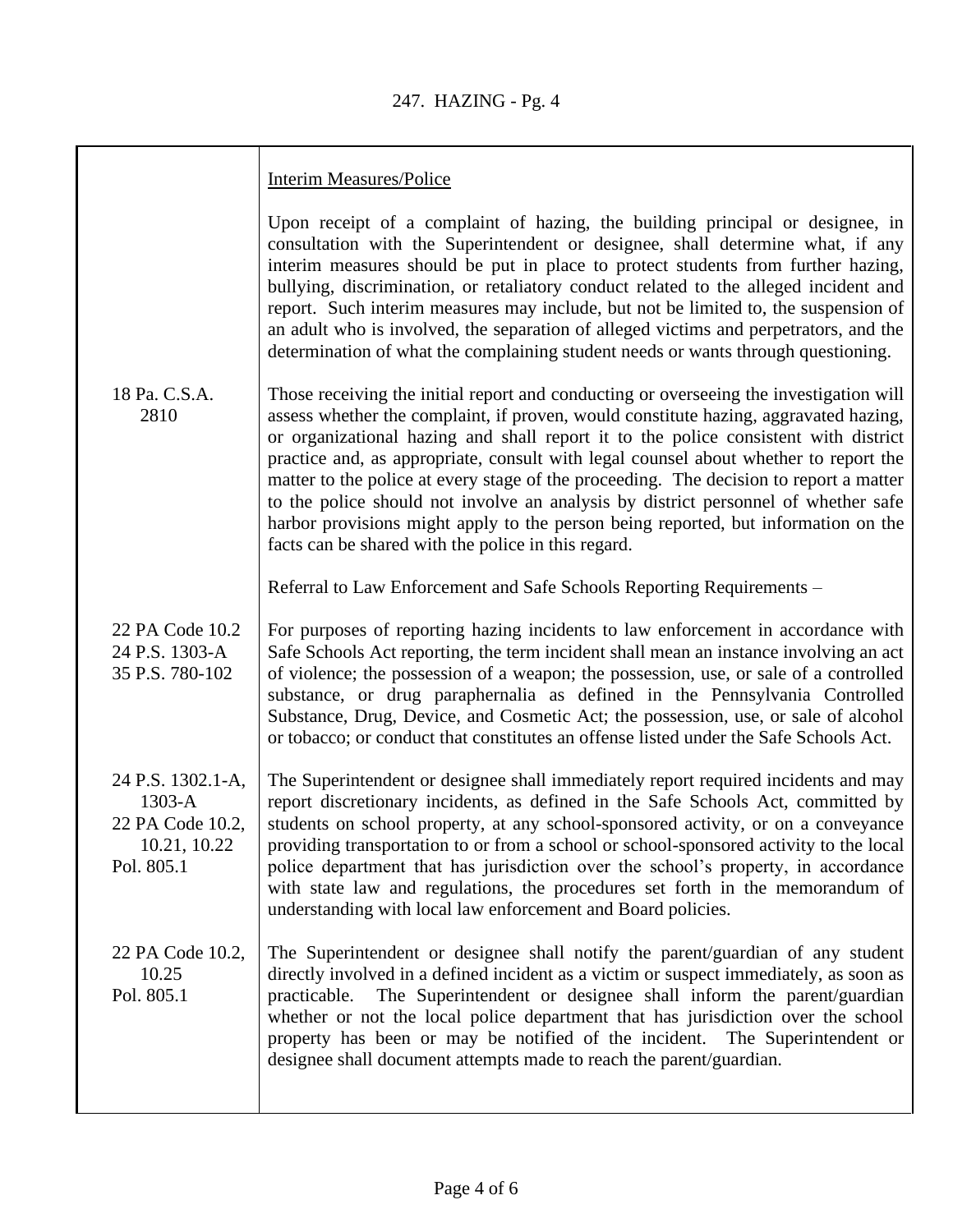| | |
|---|---|
| | <u>Interim Measures/Police</u> |
| | Upon receipt of a complaint of hazing, the building principal or designee, in consultation with the Superintendent or designee, shall determine what, if any interim measures should be put in place to protect students from further hazing, bullying, discrimination, or retaliatory conduct related to the alleged incident and report. Such interim measures may include, but not be limited to, the suspension of an adult who is involved, the separation of alleged victims and perpetrators, and the determination of what the complaining student needs or wants through questioning. |
| 18 Pa. C.S.A. 2810 | Those receiving the initial report and conducting or overseeing the investigation will assess whether the complaint, if proven, would constitute hazing, aggravated hazing, or organizational hazing and shall report it to the police consistent with district practice and, as appropriate, consult with legal counsel about whether to report the matter to the police at every stage of the proceeding. The decision to report a matter to the police should not involve an analysis by district personnel of whether safe harbor provisions might apply to the person being reported, but information on the facts can be shared with the police in this regard. |
| | Referral to Law Enforcement and Safe Schools Reporting Requirements – |
| 22 PA Code 10.2<br>24 P.S. 1303-A<br>35 P.S. 780-102 | For purposes of reporting hazing incidents to law enforcement in accordance with Safe Schools Act reporting, the term incident shall mean an instance involving an act of violence; the possession of a weapon; the possession, use, or sale of a controlled substance, or drug paraphernalia as defined in the Pennsylvania Controlled Substance, Drug, Device, and Cosmetic Act; the possession, use, or sale of alcohol or tobacco; or conduct that constitutes an offense listed under the Safe Schools Act. |
| 24 P.S. 1302.1-A, 1303-A<br>22 PA Code 10.2, 10.21, 10.22<br>Pol. 805.1 | The Superintendent or designee shall immediately report required incidents and may report discretionary incidents, as defined in the Safe Schools Act, committed by students on school property, at any school-sponsored activity, or on a conveyance providing transportation to or from a school or school-sponsored activity to the local police department that has jurisdiction over the school's property, in accordance with state law and regulations, the procedures set forth in the memorandum of understanding with local law enforcement and Board policies. |
| 22 PA Code 10.2, 10.25<br>Pol. 805.1 | The Superintendent or designee shall notify the parent/guardian of any student directly involved in a defined incident as a victim or suspect immediately, as soon as practicable. The Superintendent or designee shall inform the parent/guardian whether or not the local police department that has jurisdiction over the school property has been or may be notified of the incident. The Superintendent or designee shall document attempts made to reach the parent/guardian. |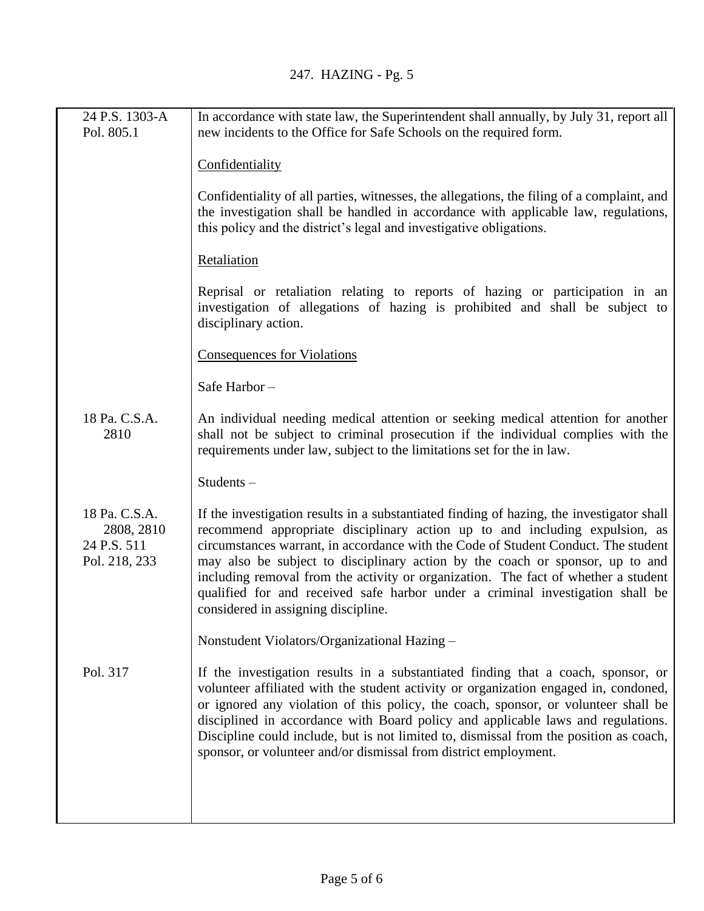| | |
|---|---|
| 24 P.S. 1303-A<br>Pol. 805.1 | In accordance with state law, the Superintendent shall annually, by July 31, report all new incidents to the Office for Safe Schools on the required form. |
| | <u>Confidentiality</u> |
| | Confidentiality of all parties, witnesses, the allegations, the filing of a complaint, and the investigation shall be handled in accordance with applicable law, regulations, this policy and the district's legal and investigative obligations. |
| | <u>Retaliation</u> |
| | Reprisal or retaliation relating to reports of hazing or participation in an investigation of allegations of hazing is prohibited and shall be subject to disciplinary action. |
| | <u>Consequences for Violations</u> |
| | Safe Harbor – |
| 18 Pa. C.S.A. 2810 | An individual needing medical attention or seeking medical attention for another shall not be subject to criminal prosecution if the individual complies with the requirements under law, subject to the limitations set for the in law. |
| | Students – |
| 18 Pa. C.S.A. 2808, 2810<br>24 P.S. 511<br>Pol. 218, 233 | If the investigation results in a substantiated finding of hazing, the investigator shall recommend appropriate disciplinary action up to and including expulsion, as circumstances warrant, in accordance with the Code of Student Conduct. The student may also be subject to disciplinary action by the coach or sponsor, up to and including removal from the activity or organization. The fact of whether a student qualified for and received safe harbor under a criminal investigation shall be considered in assigning discipline. |
| | Nonstudent Violators/Organizational Hazing – |
| Pol. 317 | If the investigation results in a substantiated finding that a coach, sponsor, or volunteer affiliated with the student activity or organization engaged in, condoned, or ignored any violation of this policy, the coach, sponsor, or volunteer shall be disciplined in accordance with Board policy and applicable laws and regulations. Discipline could include, but is not limited to, dismissal from the position as coach, sponsor, or volunteer and/or dismissal from district employment. |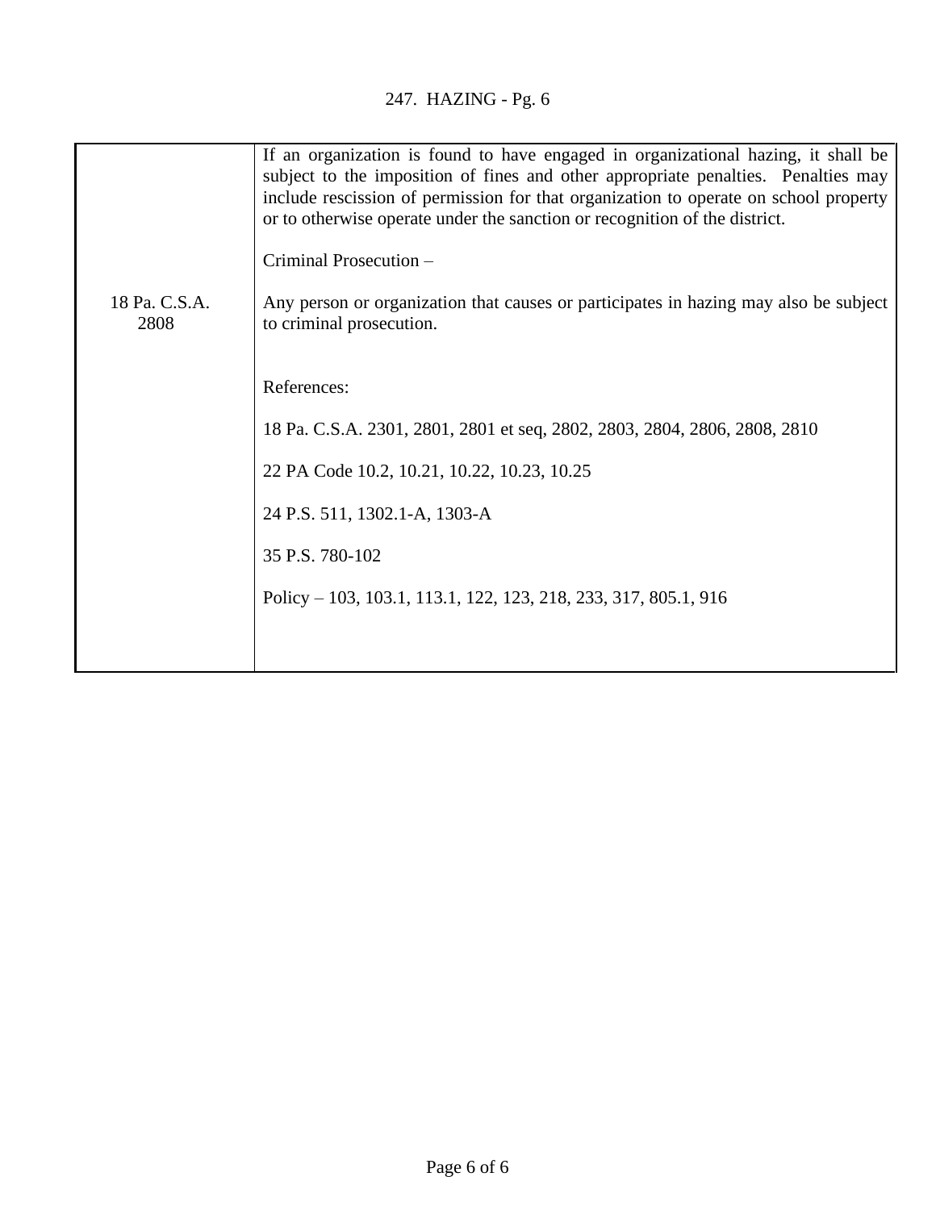If an organization is found to have engaged in organizational hazing, it shall be subject to the imposition of fines and other appropriate penalties. Penalties may include rescission of permission for that organization to operate on school property or to otherwise operate under the sanction or recognition of the district.

Criminal Prosecution –

18 Pa. C.S.A. 2808

Any person or organization that causes or participates in hazing may also be subject to criminal prosecution.

References:

18 Pa. C.S.A. 2301, 2801, 2801 et seq, 2802, 2803, 2804, 2806, 2808, 2810

22 PA Code 10.2, 10.21, 10.22, 10.23, 10.25

24 P.S. 511, 1302.1-A, 1303-A

35 P.S. 780-102

Policy – 103, 103.1, 113.1, 122, 123, 218, 233, 317, 805.1, 916